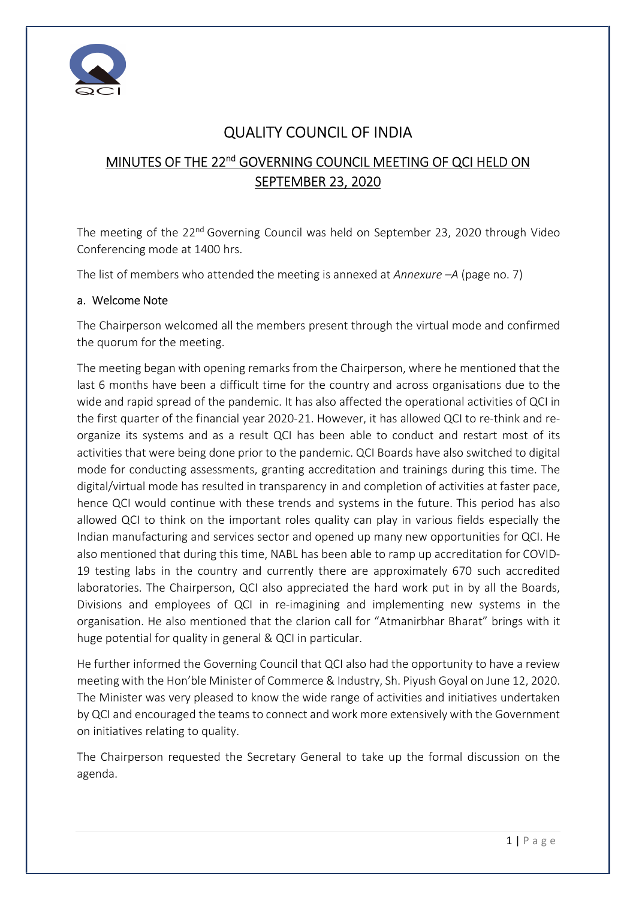# QUALITY COUNCIL OF INDIA

## MINUTES OF THE 22nd GOVERNING COUNCIL MEETING OF QCI HELD ON SEPTEMBER 23, 2020

The meeting of the 22nd Governing Council was held on September 23, 2020 through Video Conferencing mode at 1400 hrs.

The list of members who attended the meeting is annexed at *Annexure –A* (page no. 7)

### a. Welcome Note

The Chairperson welcomed all the members present through the virtual mode and confirmed the quorum for the meeting.

The meeting began with opening remarks from the Chairperson, where he mentioned that the last 6 months have been a difficult time for the country and across organisations due to the wide and rapid spread of the pandemic. It has also affected the operational activities of QCI in the first quarter of the financial year 2020-21. However, it has allowed QCI to re-think and re-organize its systems and as a result QCI has been able to conduct and restart most of its activities that were being done prior to the pandemic. QCI Boards have also switched to digital mode for conducting assessments, granting accreditation and trainings during this time. The digital/virtual mode has resulted in transparency in and completion of activities at faster pace, hence QCI would continue with these trends and systems in the future. This period has also allowed QCI to think on the important roles quality can play in various fields especially the Indian manufacturing and services sector and opened up many new opportunities for QCI. He also mentioned that during this time, NABL has been able to ramp up accreditation for COVID-19 testing labs in the country and currently there are approximately 670 such accredited laboratories. The Chairperson, QCI also appreciated the hard work put in by all the Boards, Divisions and employees of QCI in re-imagining and implementing new systems in the organisation. He also mentioned that the clarion call for "Atmanirbhar Bharat" brings with it huge potential for quality in general & QCI in particular.

He further informed the Governing Council that QCI also had the opportunity to have a review meeting with the Hon'ble Minister of Commerce & Industry, Sh. Piyush Goyal on June 12, 2020. The Minister was very pleased to know the wide range of activities and initiatives undertaken by QCI and encouraged the teams to connect and work more extensively with the Government on initiatives relating to quality.

The Chairperson requested the Secretary General to take up the formal discussion on the agenda.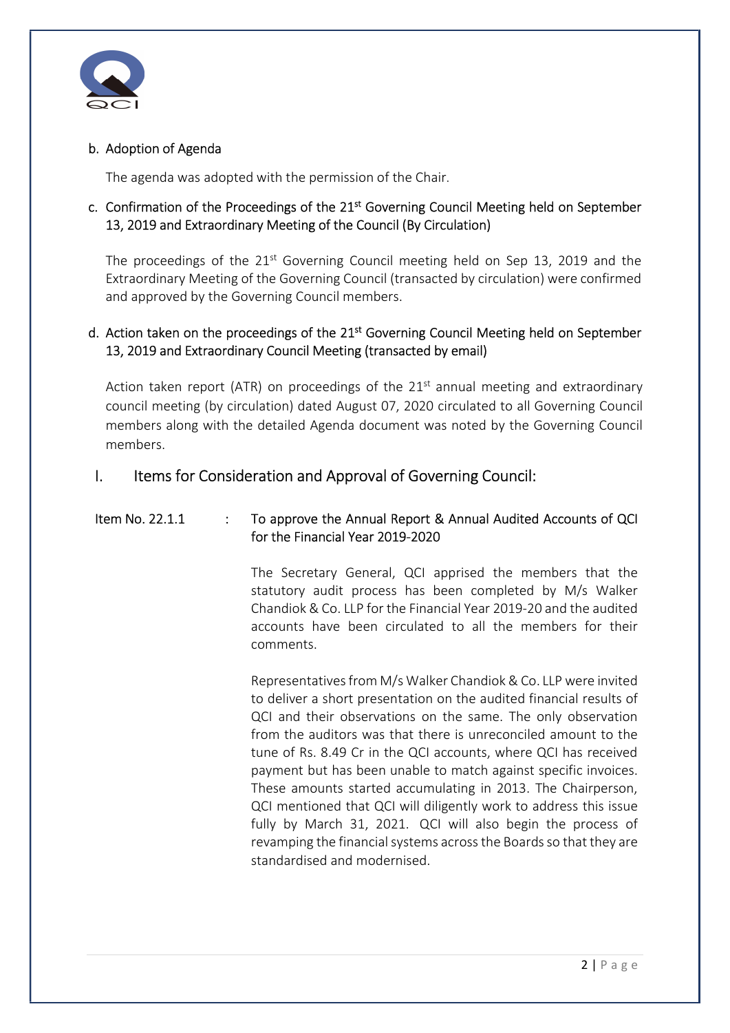b. Adoption of Agenda

The agenda was adopted with the permission of the Chair.

c. Confirmation of the Proceedings of the 21st Governing Council Meeting held on September 13, 2019 and Extraordinary Meeting of the Council (By Circulation)

The proceedings of the 21st Governing Council meeting held on Sep 13, 2019 and the Extraordinary Meeting of the Governing Council (transacted by circulation) were confirmed and approved by the Governing Council members.

d. Action taken on the proceedings of the 21st Governing Council Meeting held on September 13, 2019 and Extraordinary Council Meeting (transacted by email)

Action taken report (ATR) on proceedings of the 21st annual meeting and extraordinary council meeting (by circulation) dated August 07, 2020 circulated to all Governing Council members along with the detailed Agenda document was noted by the Governing Council members.

## I. Items for Consideration and Approval of Governing Council:

**Item No. 22.1.1 : To approve the Annual Report & Annual Audited Accounts of QCI for the Financial Year 2019-2020**

The Secretary General, QCI apprised the members that the statutory audit process has been completed by M/s Walker Chandiok & Co. LLP for the Financial Year 2019-20 and the audited accounts have been circulated to all the members for their comments.

Representatives from M/s Walker Chandiok & Co. LLP were invited to deliver a short presentation on the audited financial results of QCI and their observations on the same. The only observation from the auditors was that there is unreconciled amount to the tune of Rs. 8.49 Cr in the QCI accounts, where QCI has received payment but has been unable to match against specific invoices. These amounts started accumulating in 2013. The Chairperson, QCI mentioned that QCI will diligently work to address this issue fully by March 31, 2021. QCI will also begin the process of revamping the financial systems across the Boards so that they are standardised and modernised.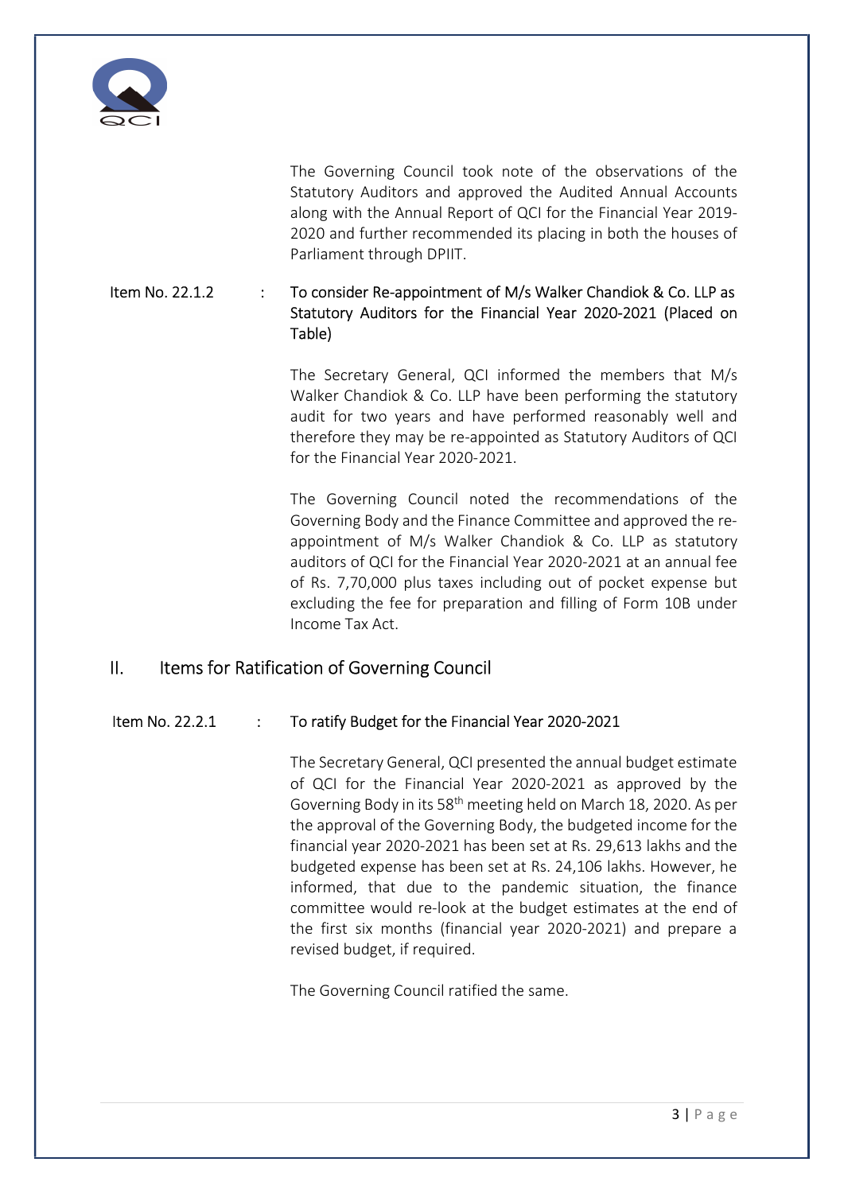The Governing Council took note of the observations of the Statutory Auditors and approved the Audited Annual Accounts along with the Annual Report of QCI for the Financial Year 2019-2020 and further recommended its placing in both the houses of Parliament through DPIIT.

**Item No. 22.1.2 : To consider Re-appointment of M/s Walker Chandiok & Co. LLP as Statutory Auditors for the Financial Year 2020-2021 (Placed on Table)**

The Secretary General, QCI informed the members that M/s Walker Chandiok & Co. LLP have been performing the statutory audit for two years and have performed reasonably well and therefore they may be re-appointed as Statutory Auditors of QCI for the Financial Year 2020-2021.

The Governing Council noted the recommendations of the Governing Body and the Finance Committee and approved the re-appointment of M/s Walker Chandiok & Co. LLP as statutory auditors of QCI for the Financial Year 2020-2021 at an annual fee of Rs. 7,70,000 plus taxes including out of pocket expense but excluding the fee for preparation and filling of Form 10B under Income Tax Act.

## II. Items for Ratification of Governing Council

**Item No. 22.2.1 : To ratify Budget for the Financial Year 2020-2021**

The Secretary General, QCI presented the annual budget estimate of QCI for the Financial Year 2020-2021 as approved by the Governing Body in its 58th meeting held on March 18, 2020. As per the approval of the Governing Body, the budgeted income for the financial year 2020-2021 has been set at Rs. 29,613 lakhs and the budgeted expense has been set at Rs. 24,106 lakhs. However, he informed, that due to the pandemic situation, the finance committee would re-look at the budget estimates at the end of the first six months (financial year 2020-2021) and prepare a revised budget, if required.

The Governing Council ratified the same.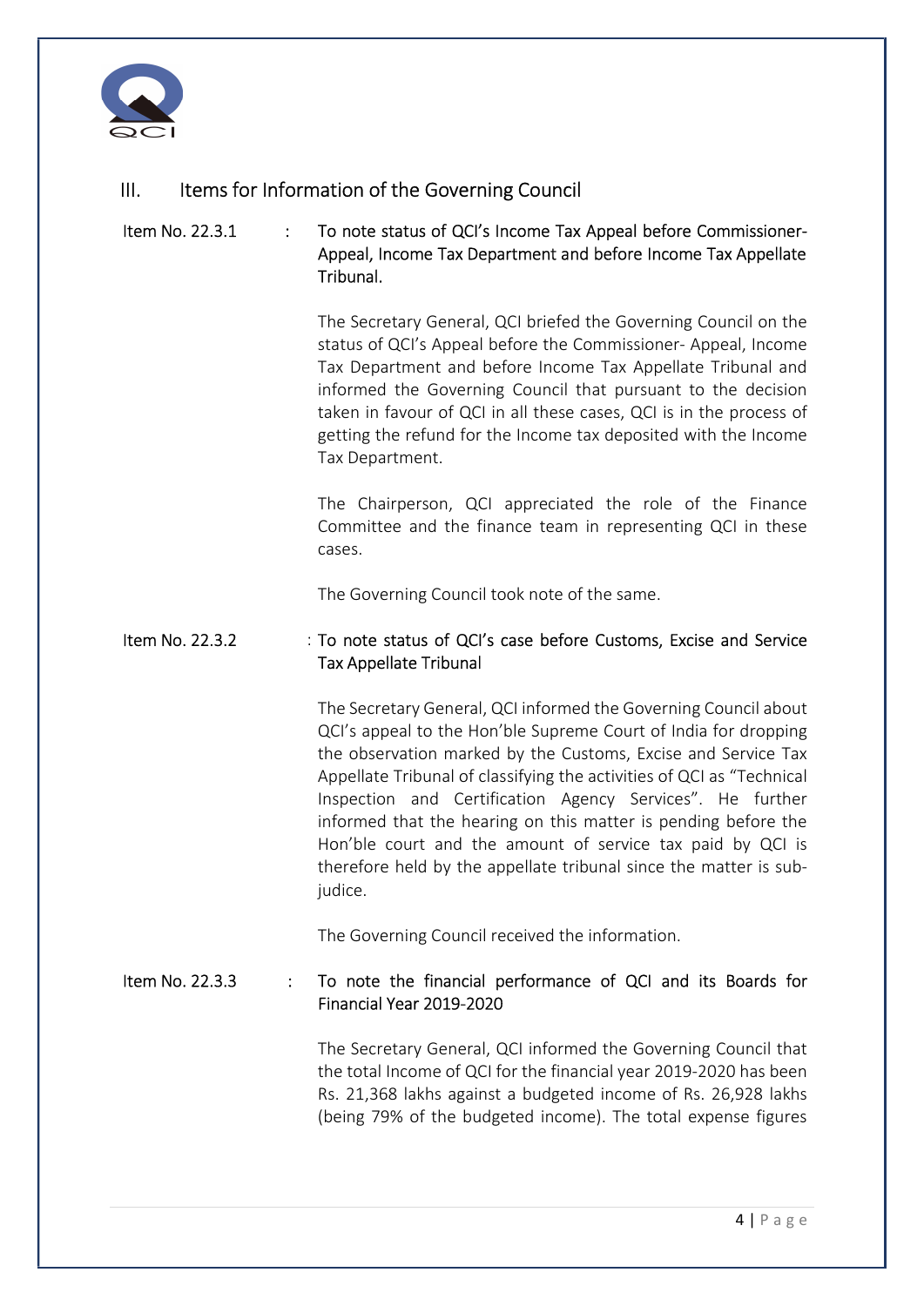## III. Items for Information of the Governing Council

**Item No. 22.3.1 : To note status of QCI's Income Tax Appeal before Commissioner-Appeal, Income Tax Department and before Income Tax Appellate Tribunal.**

The Secretary General, QCI briefed the Governing Council on the status of QCI's Appeal before the Commissioner- Appeal, Income Tax Department and before Income Tax Appellate Tribunal and informed the Governing Council that pursuant to the decision taken in favour of QCI in all these cases, QCI is in the process of getting the refund for the Income tax deposited with the Income Tax Department.

The Chairperson, QCI appreciated the role of the Finance Committee and the finance team in representing QCI in these cases.

The Governing Council took note of the same.

**Item No. 22.3.2 : To note status of QCI's case before Customs, Excise and Service Tax Appellate Tribunal**

The Secretary General, QCI informed the Governing Council about QCI's appeal to the Hon'ble Supreme Court of India for dropping the observation marked by the Customs, Excise and Service Tax Appellate Tribunal of classifying the activities of QCI as "Technical Inspection and Certification Agency Services". He further informed that the hearing on this matter is pending before the Hon'ble court and the amount of service tax paid by QCI is therefore held by the appellate tribunal since the matter is sub-judice.

The Governing Council received the information.

**Item No. 22.3.3 : To note the financial performance of QCI and its Boards for Financial Year 2019-2020**

The Secretary General, QCI informed the Governing Council that the total Income of QCI for the financial year 2019-2020 has been Rs. 21,368 lakhs against a budgeted income of Rs. 26,928 lakhs (being 79% of the budgeted income). The total expense figures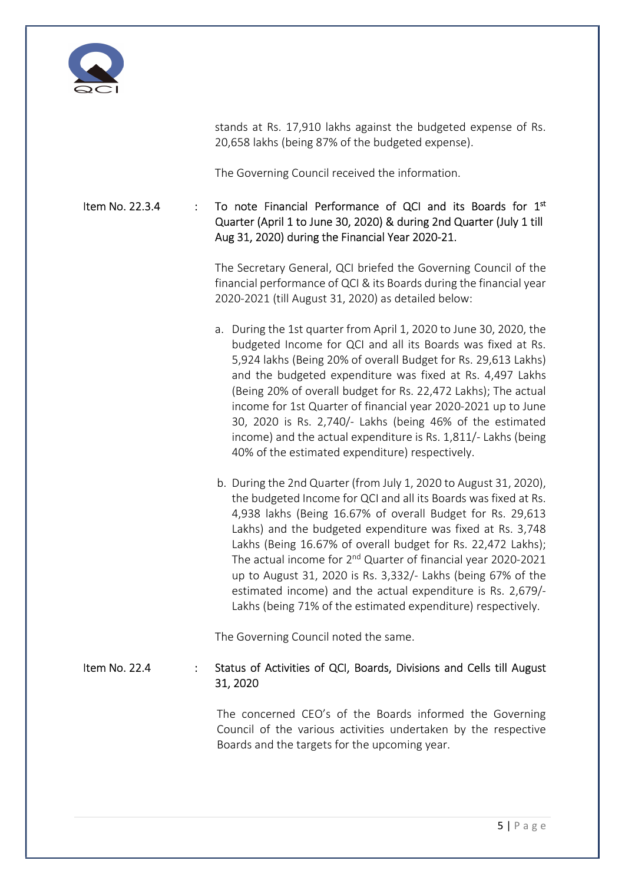stands at Rs. 17,910 lakhs against the budgeted expense of Rs. 20,658 lakhs (being 87% of the budgeted expense).

The Governing Council received the information.

**Item No. 22.3.4 : To note Financial Performance of QCI and its Boards for 1st Quarter (April 1 to June 30, 2020) & during 2nd Quarter (July 1 till Aug 31, 2020) during the Financial Year 2020-21.**

The Secretary General, QCI briefed the Governing Council of the financial performance of QCI & its Boards during the financial year 2020-2021 (till August 31, 2020) as detailed below:

a. During the 1st quarter from April 1, 2020 to June 30, 2020, the budgeted Income for QCI and all its Boards was fixed at Rs. 5,924 lakhs (Being 20% of overall Budget for Rs. 29,613 Lakhs) and the budgeted expenditure was fixed at Rs. 4,497 Lakhs (Being 20% of overall budget for Rs. 22,472 Lakhs); The actual income for 1st Quarter of financial year 2020-2021 up to June 30, 2020 is Rs. 2,740/- Lakhs (being 46% of the estimated income) and the actual expenditure is Rs. 1,811/- Lakhs (being 40% of the estimated expenditure) respectively.

b. During the 2nd Quarter (from July 1, 2020 to August 31, 2020), the budgeted Income for QCI and all its Boards was fixed at Rs. 4,938 lakhs (Being 16.67% of overall Budget for Rs. 29,613 Lakhs) and the budgeted expenditure was fixed at Rs. 3,748 Lakhs (Being 16.67% of overall budget for Rs. 22,472 Lakhs); The actual income for 2nd Quarter of financial year 2020-2021 up to August 31, 2020 is Rs. 3,332/- Lakhs (being 67% of the estimated income) and the actual expenditure is Rs. 2,679/- Lakhs (being 71% of the estimated expenditure) respectively.

The Governing Council noted the same.

**Item No. 22.4 : Status of Activities of QCI, Boards, Divisions and Cells till August 31, 2020**

The concerned CEO's of the Boards informed the Governing Council of the various activities undertaken by the respective Boards and the targets for the upcoming year.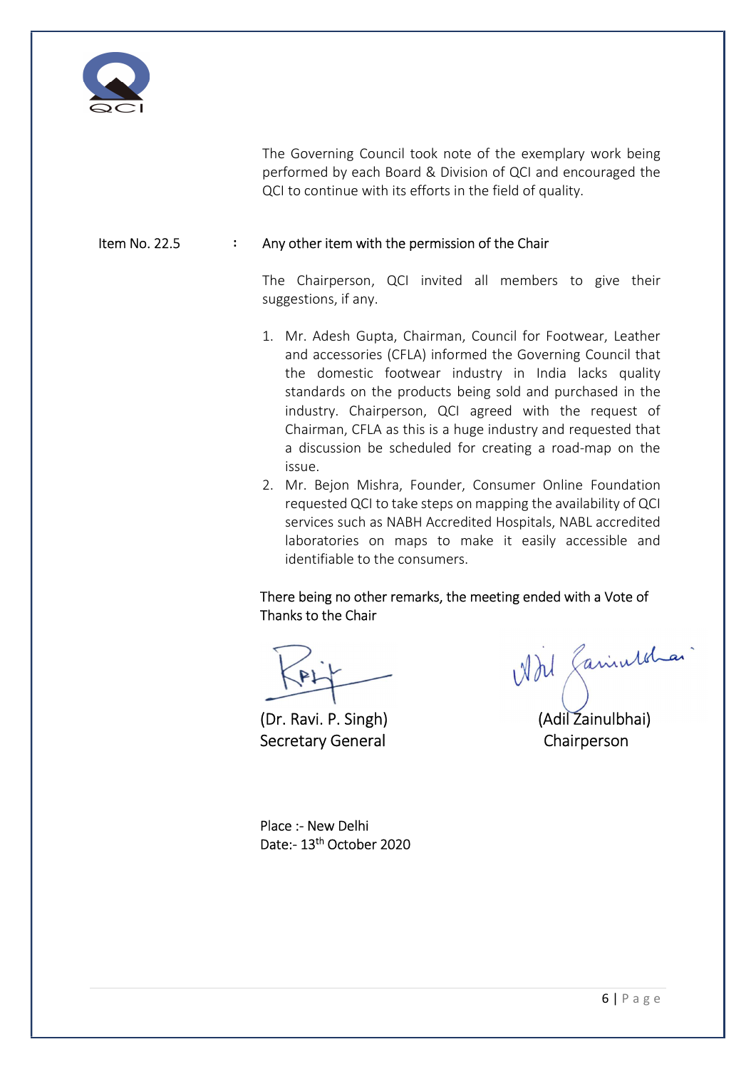The Governing Council took note of the exemplary work being performed by each Board & Division of QCI and encouraged the QCI to continue with its efforts in the field of quality.

**Item No. 22.5 : Any other item with the permission of the Chair**

The Chairperson, QCI invited all members to give their suggestions, if any.

1. Mr. Adesh Gupta, Chairman, Council for Footwear, Leather and accessories (CFLA) informed the Governing Council that the domestic footwear industry in India lacks quality standards on the products being sold and purchased in the industry. Chairperson, QCI agreed with the request of Chairman, CFLA as this is a huge industry and requested that a discussion be scheduled for creating a road-map on the issue.
2. Mr. Bejon Mishra, Founder, Consumer Online Foundation requested QCI to take steps on mapping the availability of QCI services such as NABH Accredited Hospitals, NABL accredited laboratories on maps to make it easily accessible and identifiable to the consumers.

There being no other remarks, the meeting ended with a Vote of Thanks to the Chair

(Dr. Ravi. P. Singh)
Secretary General

(Adil Zainulbhai)
Chairperson

Place :- New Delhi
Date:- 13th October 2020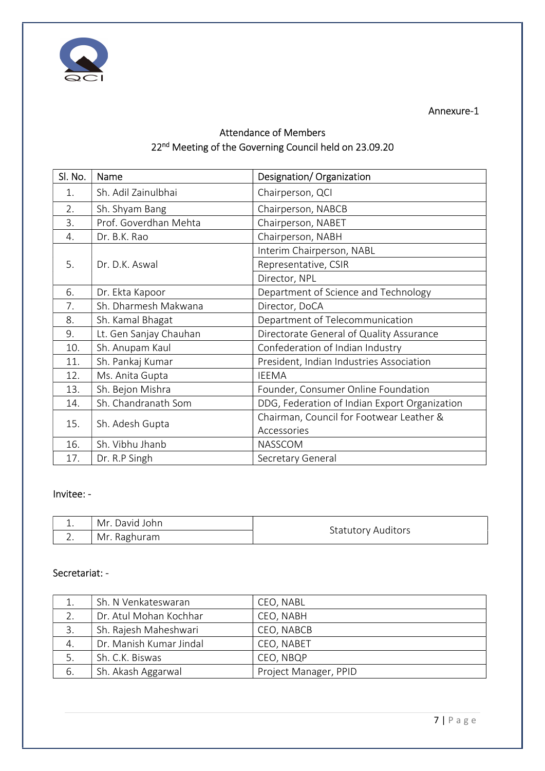Annexure-1

## Attendance of Members
## 22nd Meeting of the Governing Council held on 23.09.20

| Sl. No. | Name | Designation/ Organization |
|---|---|---|
| 1. | Sh. Adil Zainulbhai | Chairperson, QCI |
| 2. | Sh. Shyam Bang | Chairperson, NABCB |
| 3. | Prof. Goverdhan Mehta | Chairperson, NABET |
| 4. | Dr. B.K. Rao | Chairperson, NABH |
| 5. | Dr. D.K. Aswal | Interim Chairperson, NABL |
| | | Representative, CSIR |
| | | Director, NPL |
| 6. | Dr. Ekta Kapoor | Department of Science and Technology |
| 7. | Sh. Dharmesh Makwana | Director, DoCA |
| 8. | Sh. Kamal Bhagat | Department of Telecommunication |
| 9. | Lt. Gen Sanjay Chauhan | Directorate General of Quality Assurance |
| 10. | Sh. Anupam Kaul | Confederation of Indian Industry |
| 11. | Sh. Pankaj Kumar | President, Indian Industries Association |
| 12. | Ms. Anita Gupta | IEEMA |
| 13. | Sh. Bejon Mishra | Founder, Consumer Online Foundation |
| 14. | Sh. Chandranath Som | DDG, Federation of Indian Export Organization |
| 15. | Sh. Adesh Gupta | Chairman, Council for Footwear Leather & Accessories |
| 16. | Sh. Vibhu Jhanb | NASSCOM |
| 17. | Dr. R.P Singh | Secretary General |

Invitee: -

| | | |
|---|---|---|
| 1. | Mr. David John | Statutory Auditors |
| 2. | Mr. Raghuram | |

Secretariat: -

| | | |
|---|---|---|
| 1. | Sh. N Venkateswaran | CEO, NABL |
| 2. | Dr. Atul Mohan Kochhar | CEO, NABH |
| 3. | Sh. Rajesh Maheshwari | CEO, NABCB |
| 4. | Dr. Manish Kumar Jindal | CEO, NABET |
| 5. | Sh. C.K. Biswas | CEO, NBQP |
| 6. | Sh. Akash Aggarwal | Project Manager, PPID |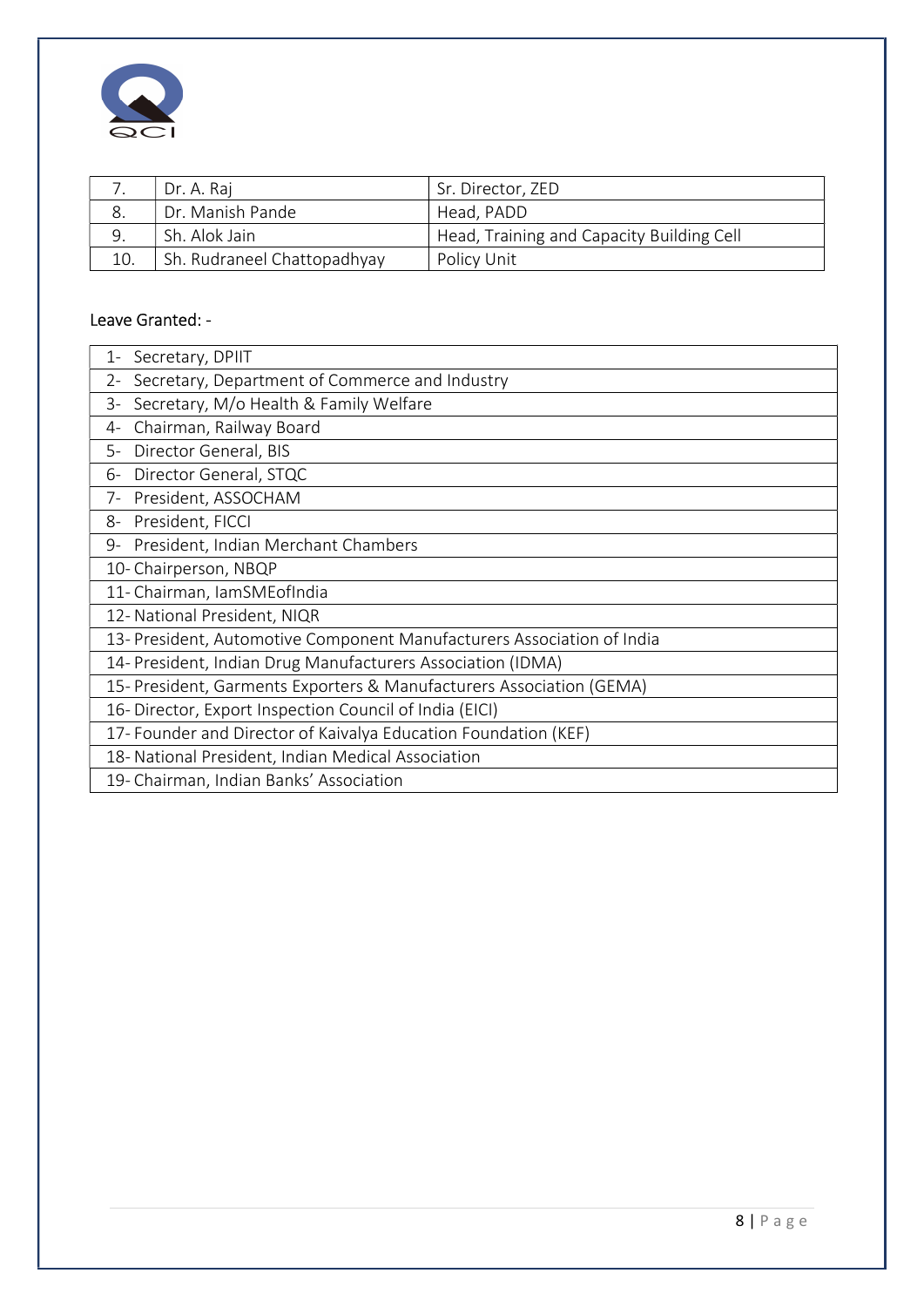| | | |
|---|---|---|
| 7. | Dr. A. Raj | Sr. Director, ZED |
| 8. | Dr. Manish Pande | Head, PADD |
| 9. | Sh. Alok Jain | Head, Training and Capacity Building Cell |
| 10. | Sh. Rudraneel Chattopadhyay | Policy Unit |

Leave Granted: -

| |
|---|
| 1- Secretary, DPIIT |
| 2- Secretary, Department of Commerce and Industry |
| 3- Secretary, M/o Health & Family Welfare |
| 4- Chairman, Railway Board |
| 5- Director General, BIS |
| 6- Director General, STQC |
| 7- President, ASSOCHAM |
| 8- President, FICCI |
| 9- President, Indian Merchant Chambers |
| 10- Chairperson, NBQP |
| 11- Chairman, IamSMEofIndia |
| 12- National President, NIQR |
| 13- President, Automotive Component Manufacturers Association of India |
| 14- President, Indian Drug Manufacturers Association (IDMA) |
| 15- President, Garments Exporters & Manufacturers Association (GEMA) |
| 16- Director, Export Inspection Council of India (EICI) |
| 17- Founder and Director of Kaivalya Education Foundation (KEF) |
| 18- National President, Indian Medical Association |
| 19- Chairman, Indian Banks' Association |